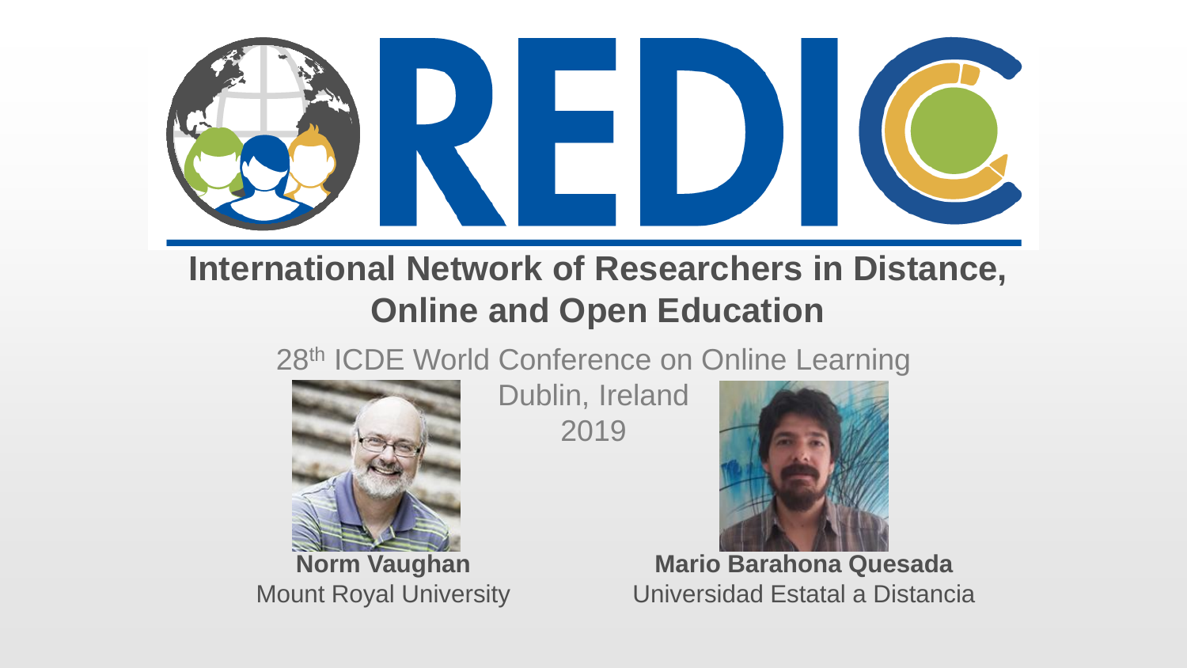# REDIC

## International Network of Researchers in Distance, Online and Open Education

28th ICDE World Conference on Online Learning

Dublin, Ireland

2019

**Norm Vaughan**
Mount Royal University

**Mario Barahona Quesada**
Universidad Estatal a Distancia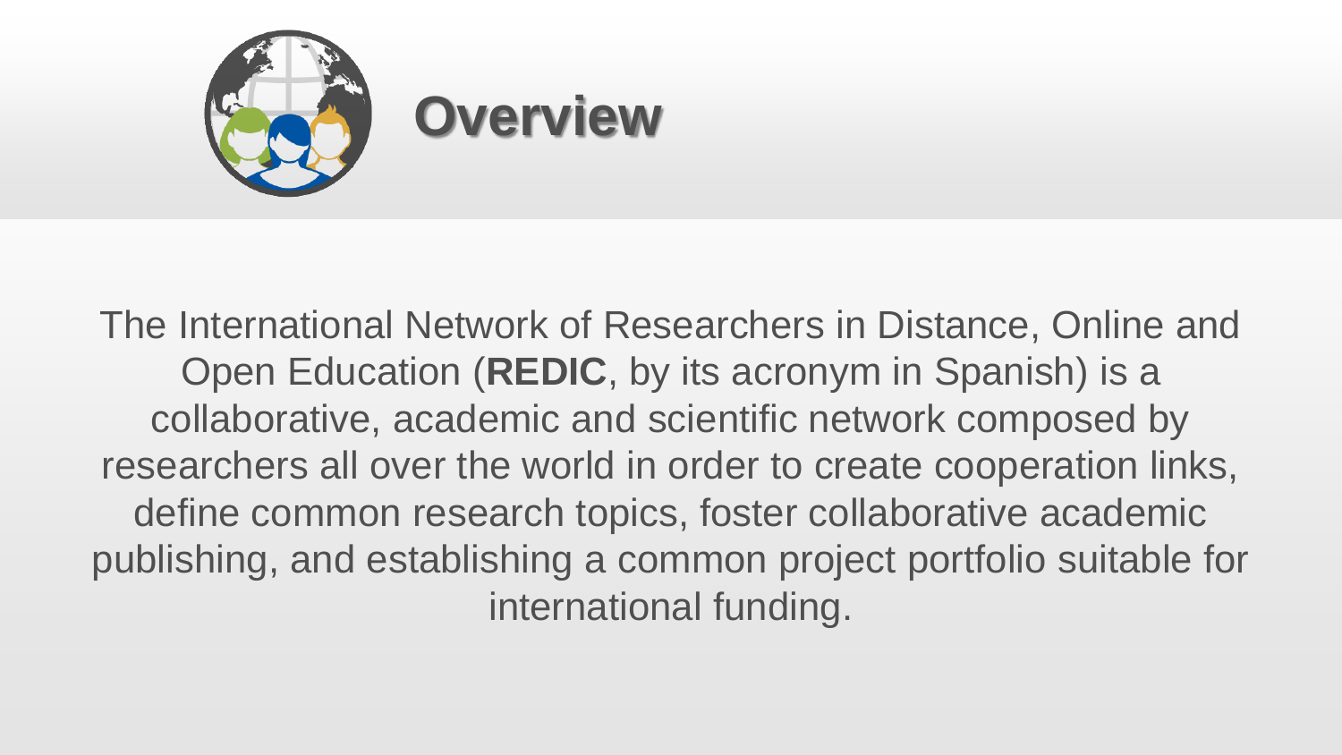# Overview

The International Network of Researchers in Distance, Online and Open Education (**REDIC**, by its acronym in Spanish) is a collaborative, academic and scientific network composed by researchers all over the world in order to create cooperation links, define common research topics, foster collaborative academic publishing, and establishing a common project portfolio suitable for international funding.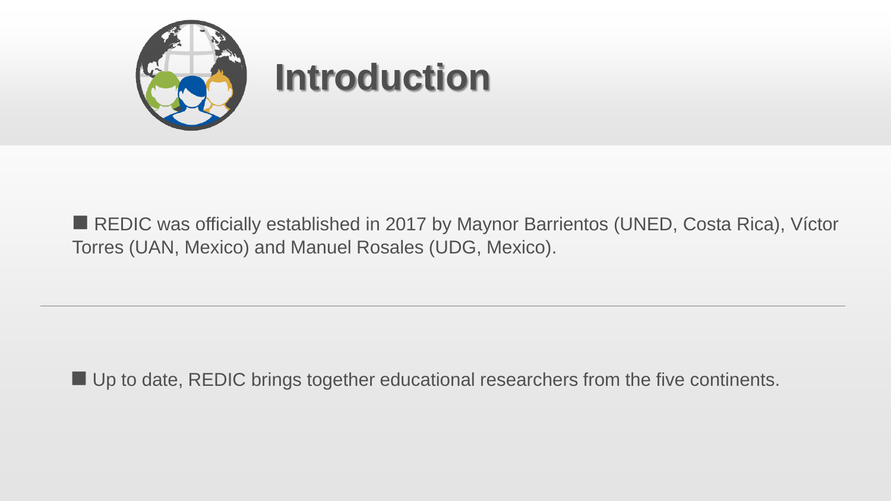# Introduction

- REDIC was officially established in 2017 by Maynor Barrientos (UNED, Costa Rica), Víctor Torres (UAN, Mexico) and Manuel Rosales (UDG, Mexico).

---

- Up to date, REDIC brings together educational researchers from the five continents.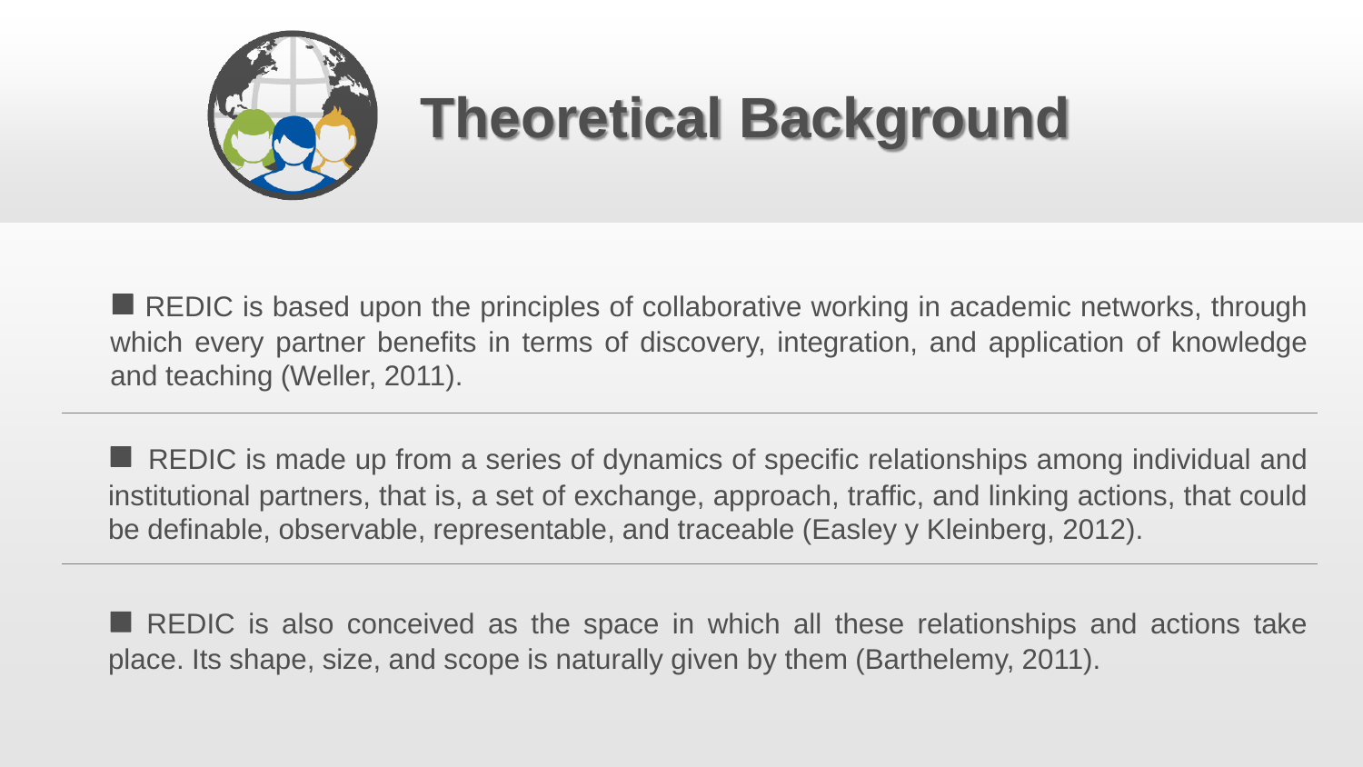# Theoretical Background

- REDIC is based upon the principles of collaborative working in academic networks, through which every partner benefits in terms of discovery, integration, and application of knowledge and teaching (Weller, 2011).

---

- REDIC is made up from a series of dynamics of specific relationships among individual and institutional partners, that is, a set of exchange, approach, traffic, and linking actions, that could be definable, observable, representable, and traceable (Easley y Kleinberg, 2012).

---

- REDIC is also conceived as the space in which all these relationships and actions take place. Its shape, size, and scope is naturally given by them (Barthelemy, 2011).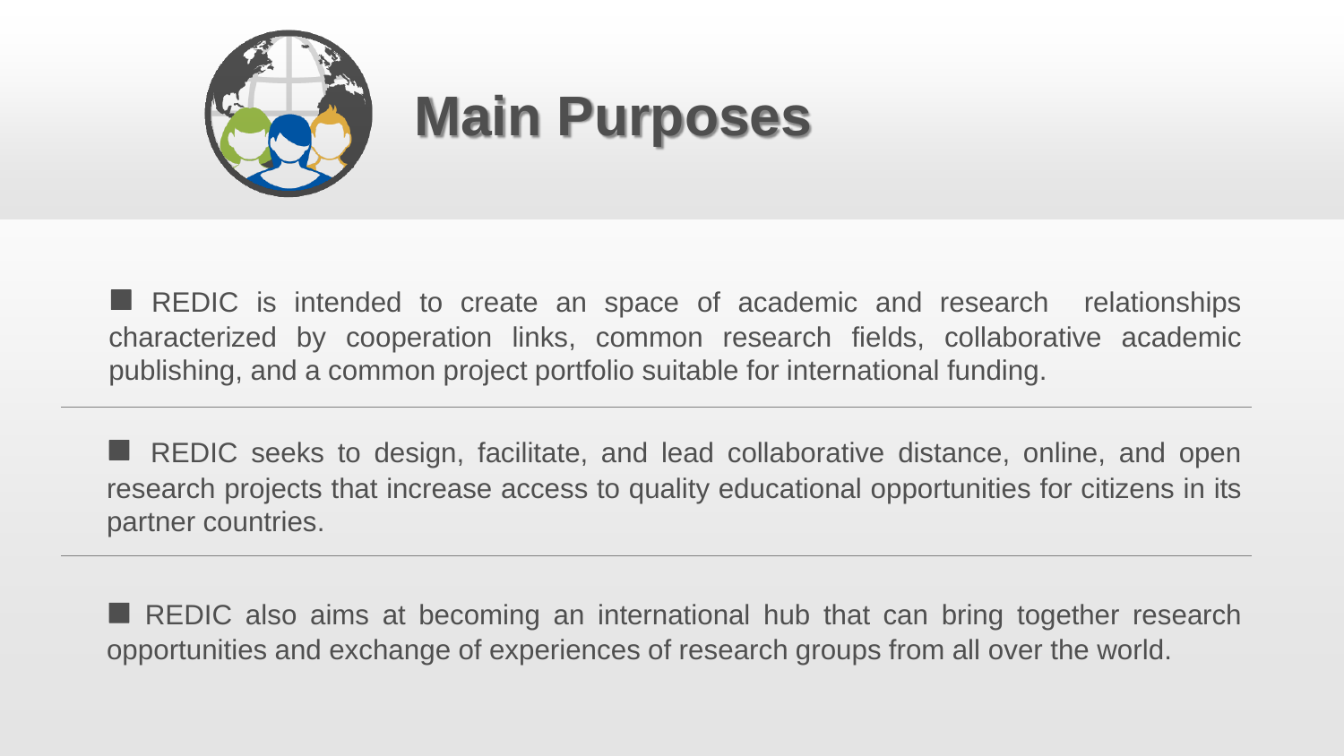# Main Purposes

- REDIC is intended to create an space of academic and research relationships characterized by cooperation links, common research fields, collaborative academic publishing, and a common project portfolio suitable for international funding.

---

- REDIC seeks to design, facilitate, and lead collaborative distance, online, and open research projects that increase access to quality educational opportunities for citizens in its partner countries.

---

- REDIC also aims at becoming an international hub that can bring together research opportunities and exchange of experiences of research groups from all over the world.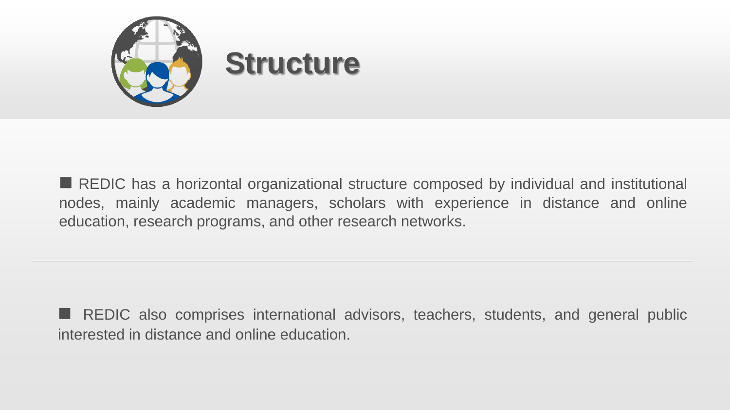# Structure

- REDIC has a horizontal organizational structure composed by individual and institutional nodes, mainly academic managers, scholars with experience in distance and online education, research programs, and other research networks.

---

- REDIC also comprises international advisors, teachers, students, and general public interested in distance and online education.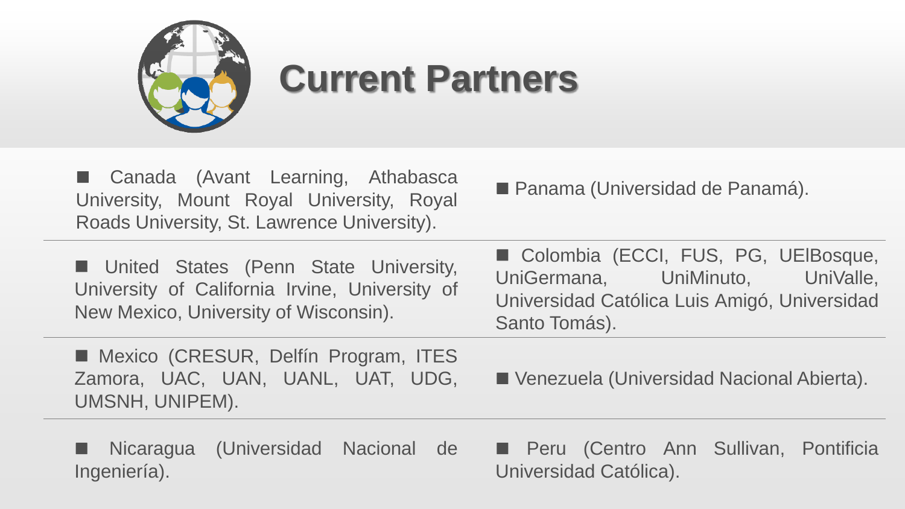# Current Partners

- Canada (Avant Learning, Athabasca University, Mount Royal University, Royal Roads University, St. Lawrence University).
- Panama (Universidad de Panamá).
- United States (Penn State University, University of California Irvine, University of New Mexico, University of Wisconsin).
- Colombia (ECCI, FUS, PG, UElBosque, UniGermana, UniMinuto, UniValle, Universidad Católica Luis Amigó, Universidad Santo Tomás).
- Mexico (CRESUR, Delfín Program, ITES Zamora, UAC, UAN, UANL, UAT, UDG, UMSNH, UNIPEM).
- Venezuela (Universidad Nacional Abierta).
- Nicaragua (Universidad Nacional de Ingeniería).
- Peru (Centro Ann Sullivan, Pontificia Universidad Católica).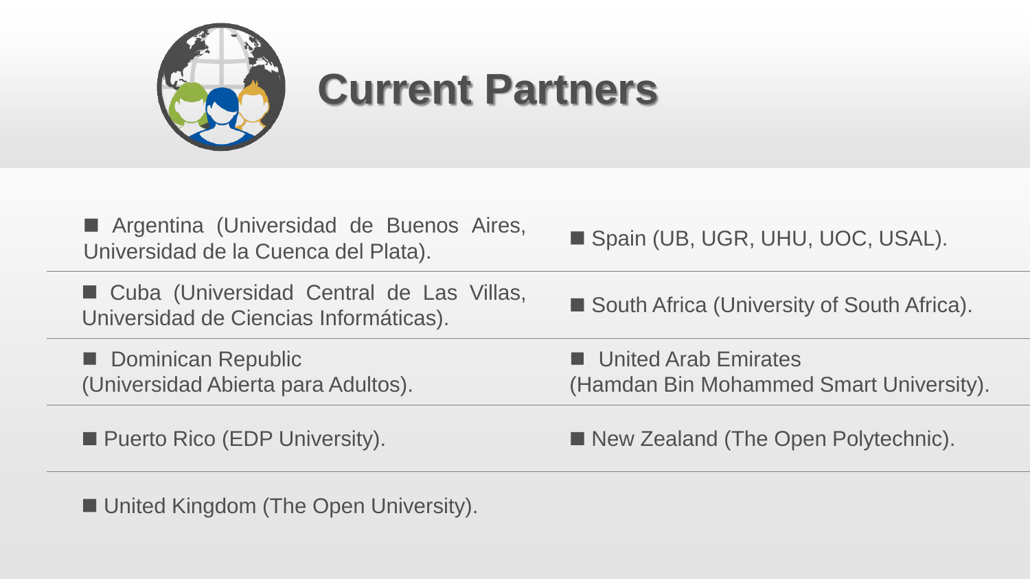# Current Partners

- Argentina (Universidad de Buenos Aires, Universidad de la Cuenca del Plata).
- Spain (UB, UGR, UHU, UOC, USAL).
- Cuba (Universidad Central de Las Villas, Universidad de Ciencias Informáticas).
- South Africa (University of South Africa).
- Dominican Republic (Universidad Abierta para Adultos).
- United Arab Emirates (Hamdan Bin Mohammed Smart University).
- Puerto Rico (EDP University).
- New Zealand (The Open Polytechnic).
- United Kingdom (The Open University).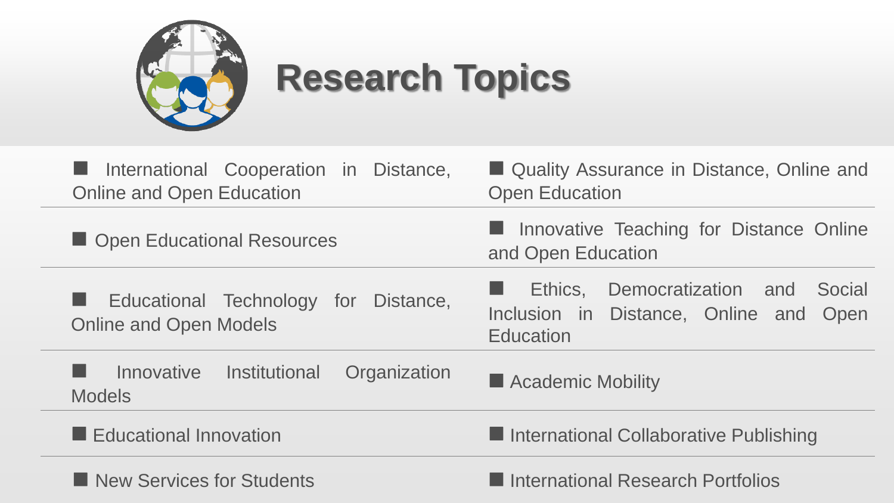# Research Topics

- International Cooperation in Distance, Online and Open Education
- Quality Assurance in Distance, Online and Open Education
- Open Educational Resources
- Innovative Teaching for Distance Online and Open Education
- Educational Technology for Distance, Online and Open Models
- Ethics, Democratization and Social Inclusion in Distance, Online and Open Education
- Innovative Institutional Organization Models
- Academic Mobility
- Educational Innovation
- International Collaborative Publishing
- New Services for Students
- International Research Portfolios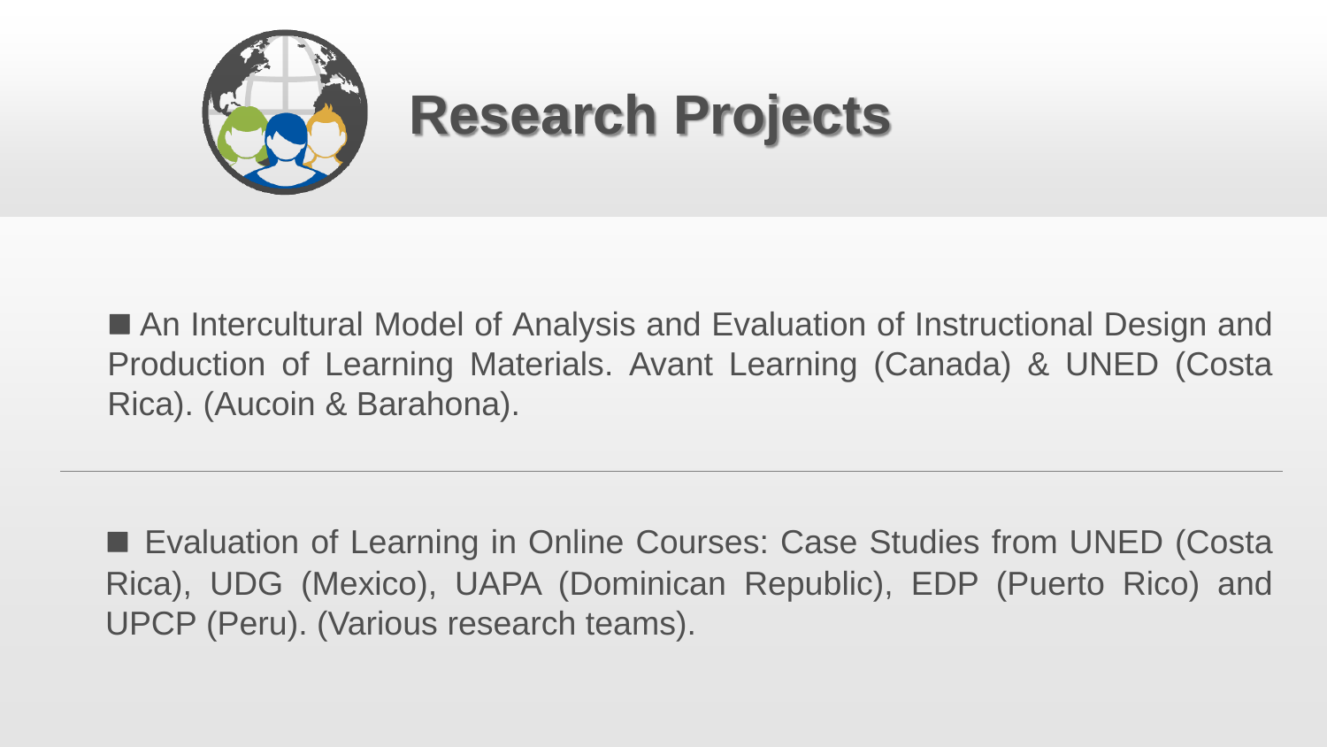# Research Projects

- An Intercultural Model of Analysis and Evaluation of Instructional Design and Production of Learning Materials. Avant Learning (Canada) & UNED (Costa Rica). (Aucoin & Barahona).

---

- Evaluation of Learning in Online Courses: Case Studies from UNED (Costa Rica), UDG (Mexico), UAPA (Dominican Republic), EDP (Puerto Rico) and UPCP (Peru). (Various research teams).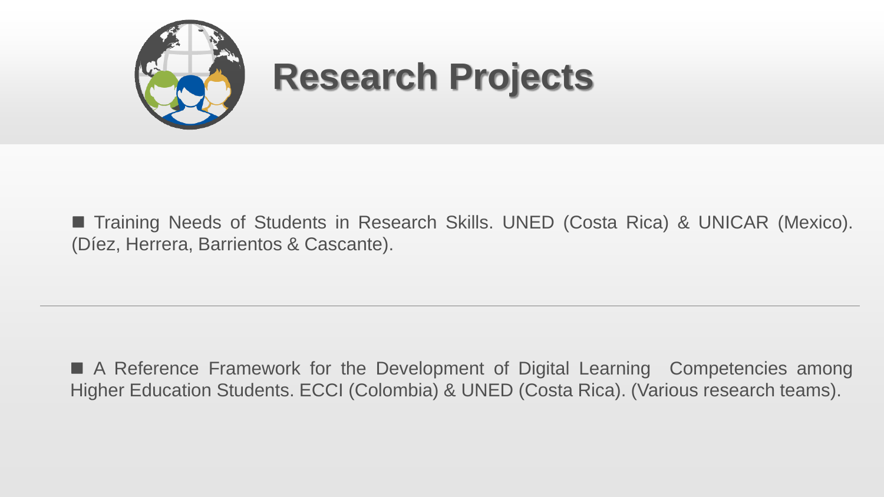# Research Projects

- Training Needs of Students in Research Skills. UNED (Costa Rica) & UNICAR (Mexico). (Díez, Herrera, Barrientos & Cascante).

---

- A Reference Framework for the Development of Digital Learning Competencies among Higher Education Students. ECCI (Colombia) & UNED (Costa Rica). (Various research teams).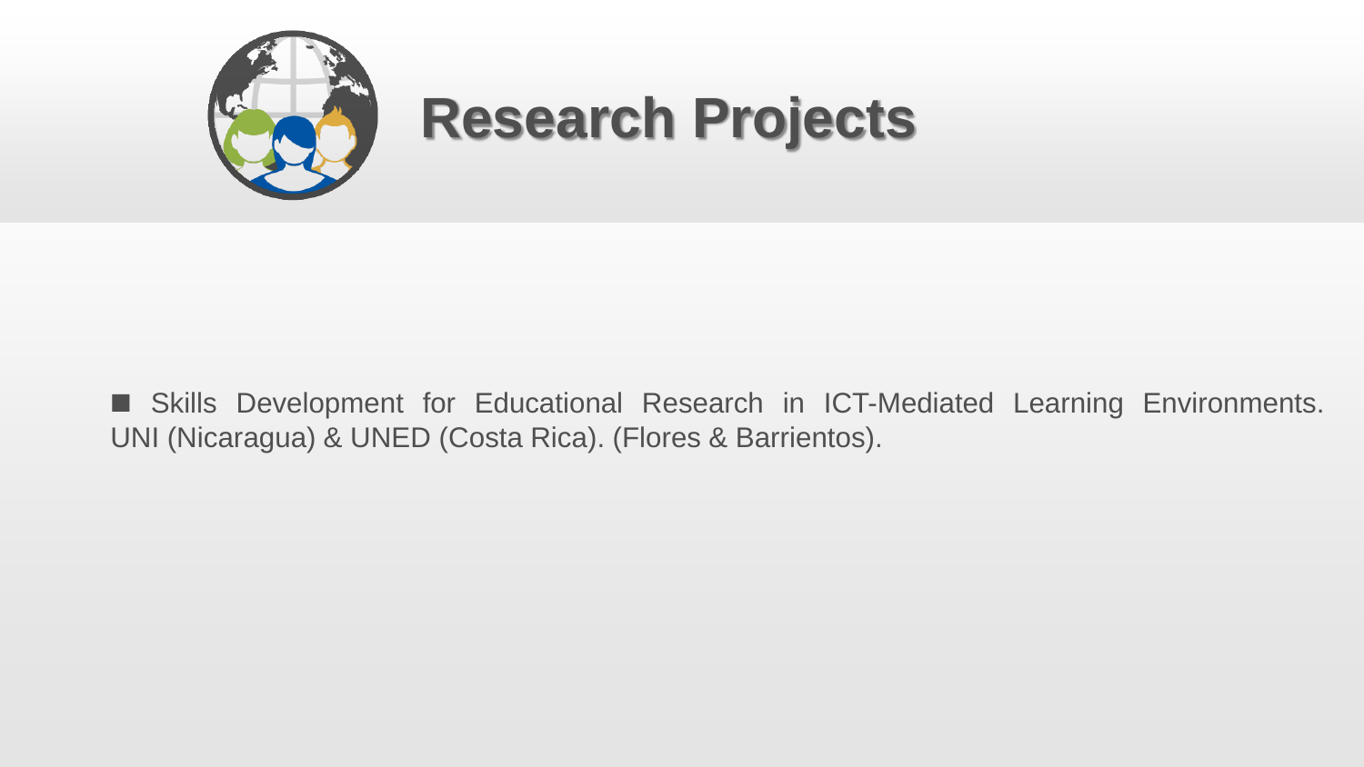# Research Projects

- Skills Development for Educational Research in ICT-Mediated Learning Environments. UNI (Nicaragua) & UNED (Costa Rica). (Flores & Barrientos).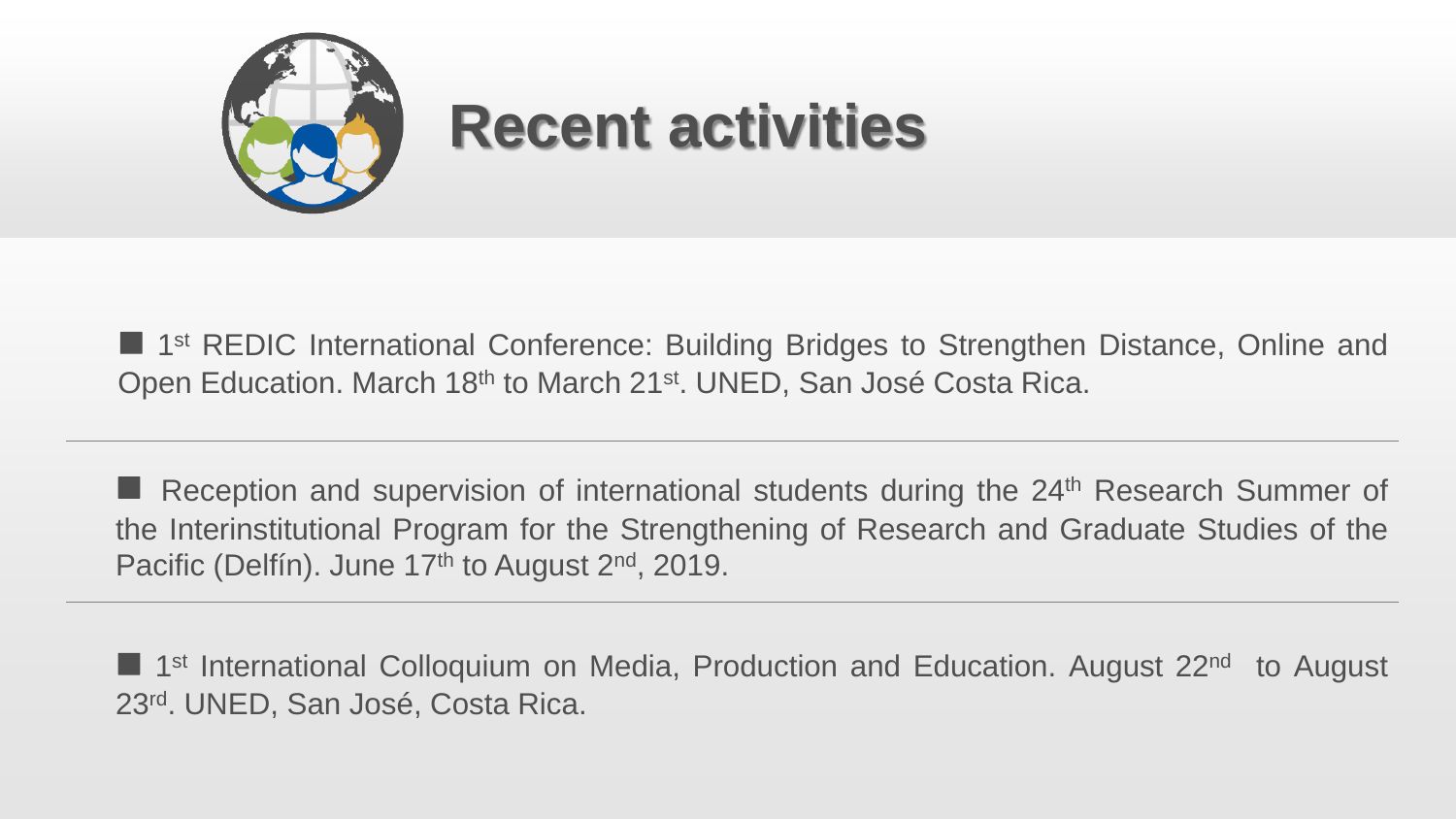# Recent activities

- 1st REDIC International Conference: Building Bridges to Strengthen Distance, Online and Open Education. March 18th to March 21st. UNED, San José Costa Rica.

---

- Reception and supervision of international students during the 24th Research Summer of the Interinstitutional Program for the Strengthening of Research and Graduate Studies of the Pacific (Delfín). June 17th to August 2nd, 2019.

---

- 1st International Colloquium on Media, Production and Education. August 22nd to August 23rd. UNED, San José, Costa Rica.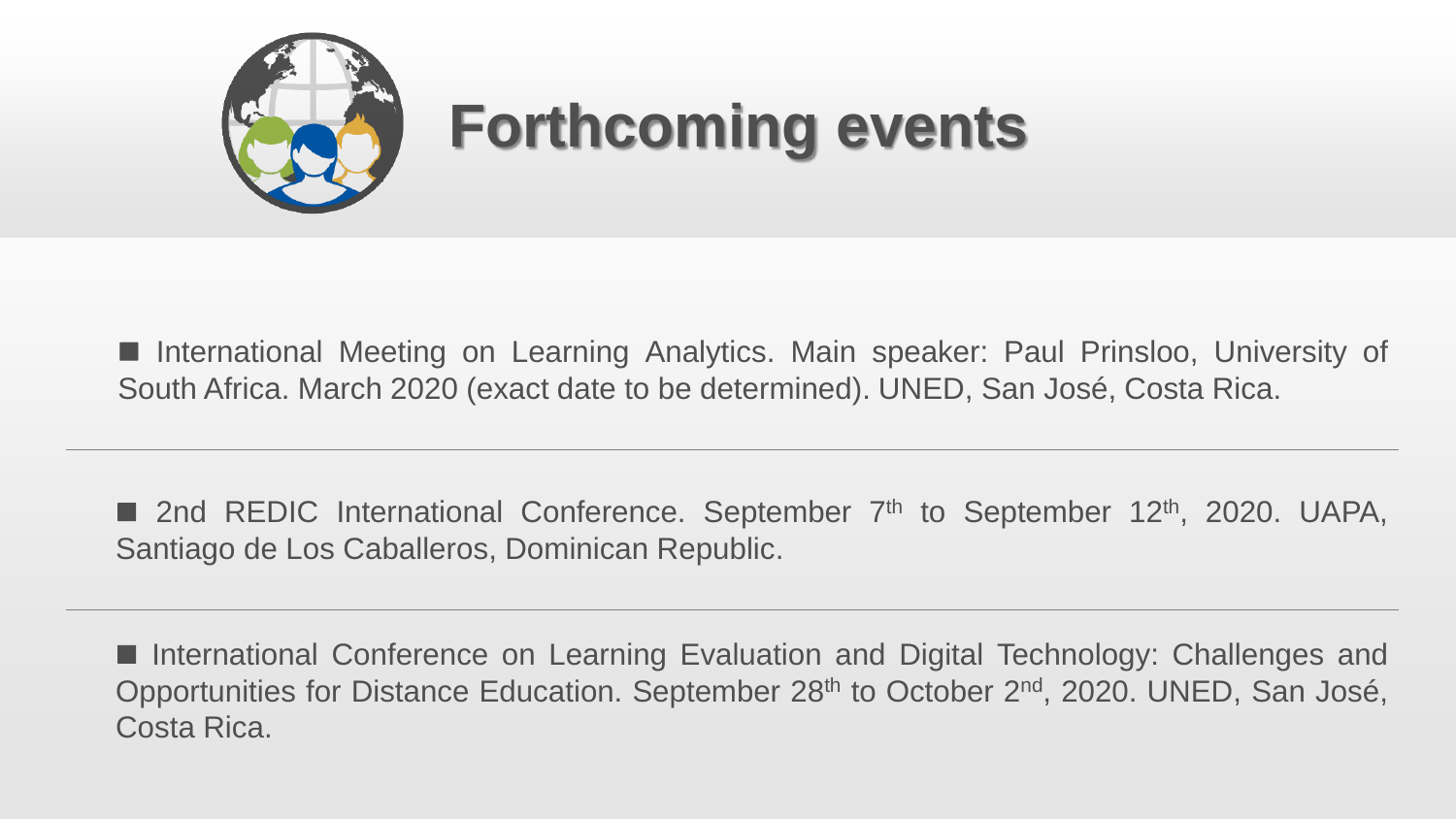# Forthcoming events

■ International Meeting on Learning Analytics. Main speaker: Paul Prinsloo, University of South Africa. March 2020 (exact date to be determined). UNED, San José, Costa Rica.

---

■ 2nd REDIC International Conference. September 7th to September 12th, 2020. UAPA, Santiago de Los Caballeros, Dominican Republic.

---

■ International Conference on Learning Evaluation and Digital Technology: Challenges and Opportunities for Distance Education. September 28th to October 2nd, 2020. UNED, San José, Costa Rica.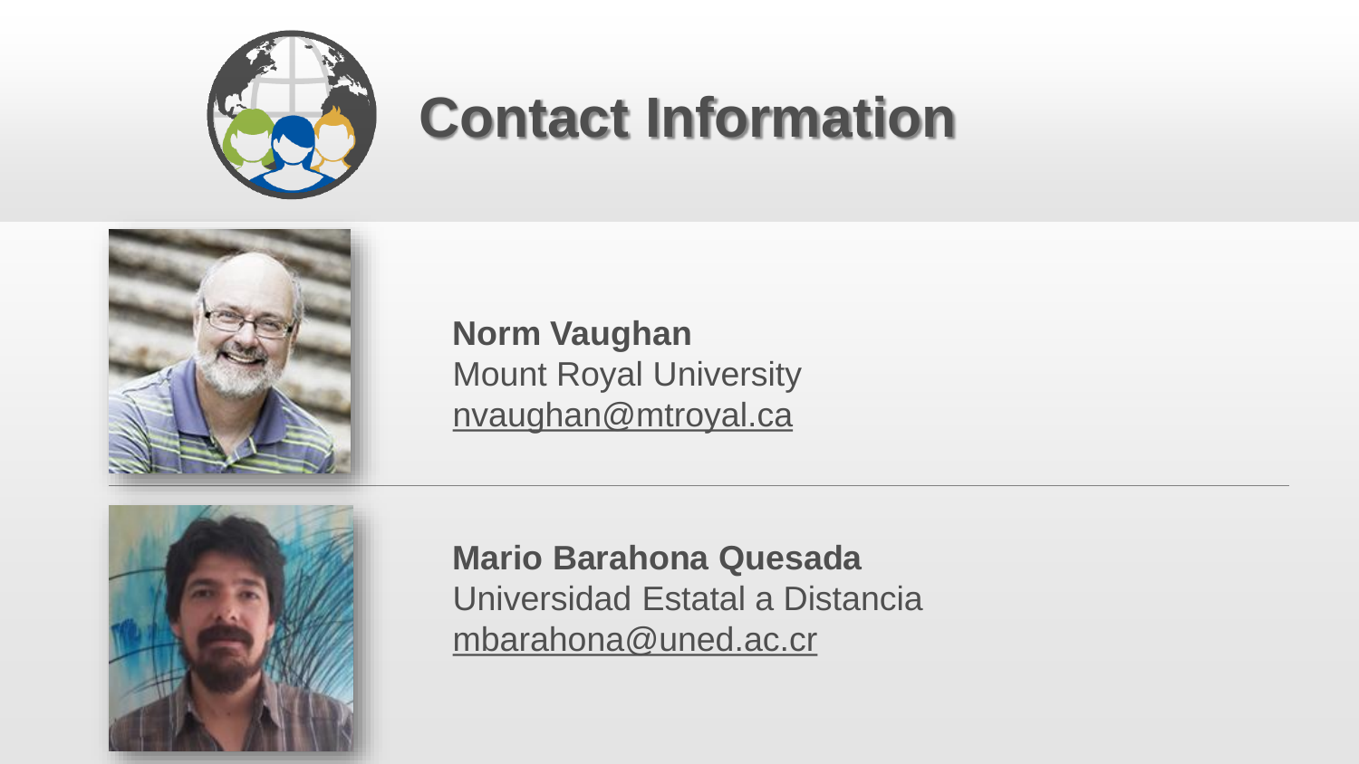# Contact Information

**Norm Vaughan**
Mount Royal University
nvaughan@mtroyal.ca

---

**Mario Barahona Quesada**
Universidad Estatal a Distancia
mbarahona@uned.ac.cr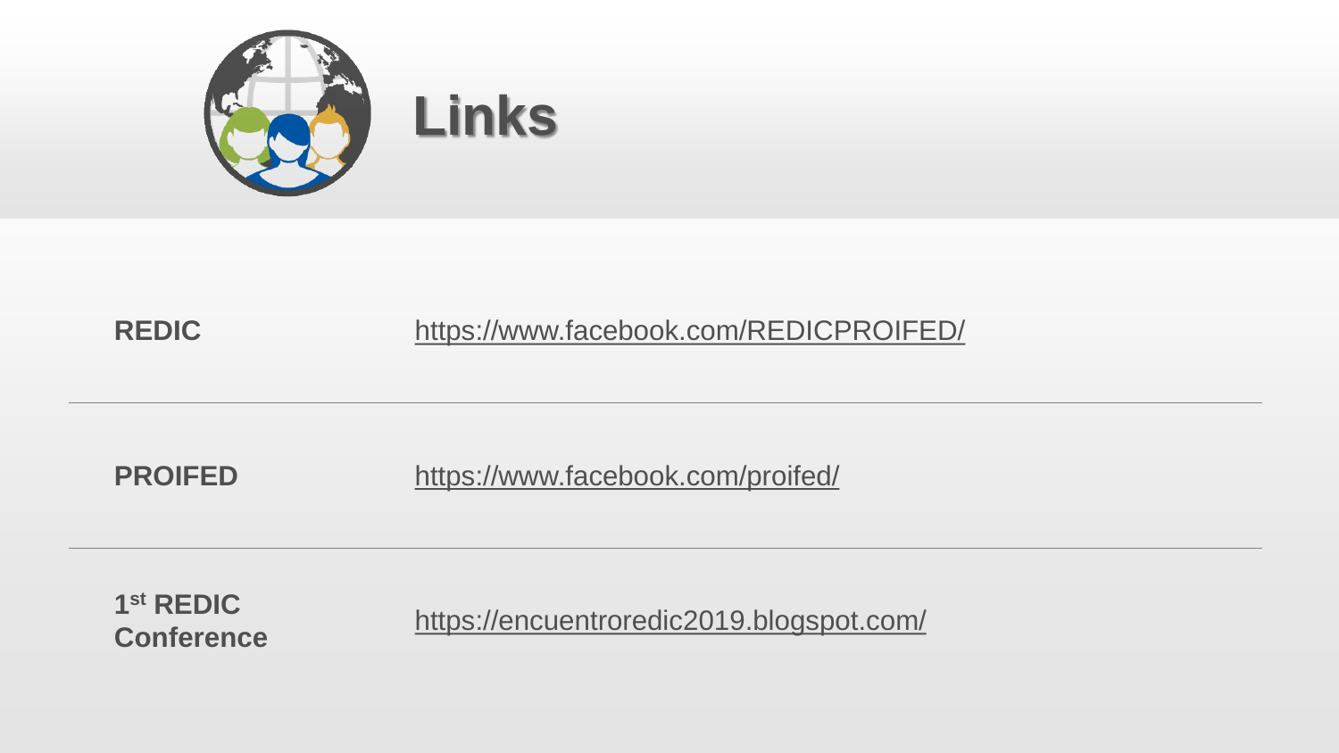# Links

| | |
|---|---|
| **REDIC** | https://www.facebook.com/REDICPROIFED/ |
| **PROIFED** | https://www.facebook.com/proifed/ |
| **1st REDIC Conference** | https://encuentroredic2019.blogspot.com/ |